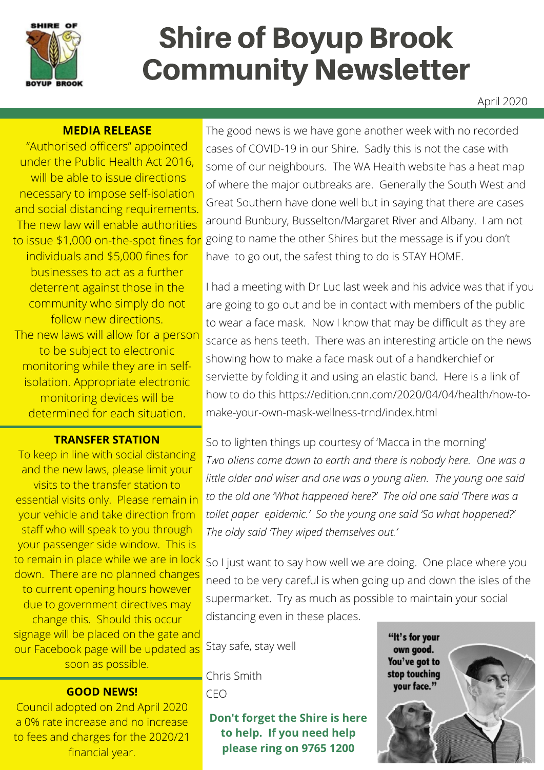# Shire of Boyup Brook Community Newsletter

April 2020

### MEDIA RELEASE

"Authorised officers" appointed under the Public Health Act 2016, will be able to issue directions necessary to impose self-isolation and social distancing requirements. The new law will enable authorities to issue $1,000 on-the-spot fines for individuals and $5,000 fines for businesses to act as a further deterrent against those in the community who simply do not follow new directions.

The new laws will allow for a person to be subject to electronic monitoring while they are in self-isolation. Appropriate electronic monitoring devices will be determined for each situation.

### TRANSFER STATION

To keep in line with social distancing and the new laws, please limit your visits to the transfer station to essential visits only. Please remain in your vehicle and take direction from staff who will speak to you through your passenger side window. This is to remain in place while we are in lock down. There are no planned changes to current opening hours however due to government directives may change this. Should this occur signage will be placed on the gate and our Facebook page will be updated as soon as possible.

### GOOD NEWS!

Council adopted on 2nd April 2020 a 0% rate increase and no increase to fees and charges for the 2020/21 financial year.

The good news is we have gone another week with no recorded cases of COVID-19 in our Shire. Sadly this is not the case with some of our neighbours. The WA Health website has a heat map of where the major outbreaks are. Generally the South West and Great Southern have done well but in saying that there are cases around Bunbury, Busselton/Margaret River and Albany. I am not going to name the other Shires but the message is if you don't have to go out, the safest thing to do is STAY HOME.

I had a meeting with Dr Luc last week and his advice was that if you are going to go out and be in contact with members of the public to wear a face mask. Now I know that may be difficult as they are scarce as hens teeth. There was an interesting article on the news showing how to make a face mask out of a handkerchief or serviette by folding it and using an elastic band. Here is a link of how to do this https://edition.cnn.com/2020/04/04/health/how-to-make-your-own-mask-wellness-trnd/index.html

So to lighten things up courtesy of 'Macca in the morning'

*Two aliens come down to earth and there is nobody here. One was a little older and wiser and one was a young alien. The young one said to the old one 'What happened here?' The old one said 'There was a toilet paper epidemic.' So the young one said 'So what happened?' The oldy said 'They wiped themselves out.'*

So I just want to say how well we are doing. One place where you need to be very careful is when going up and down the isles of the supermarket. Try as much as possible to maintain your social distancing even in these places.

Stay safe, stay well

Chris Smith

CEO

**Don't forget the Shire is here to help. If you need help please ring on 9765 1200**

"It's for your own good. You've got to stop touching your face."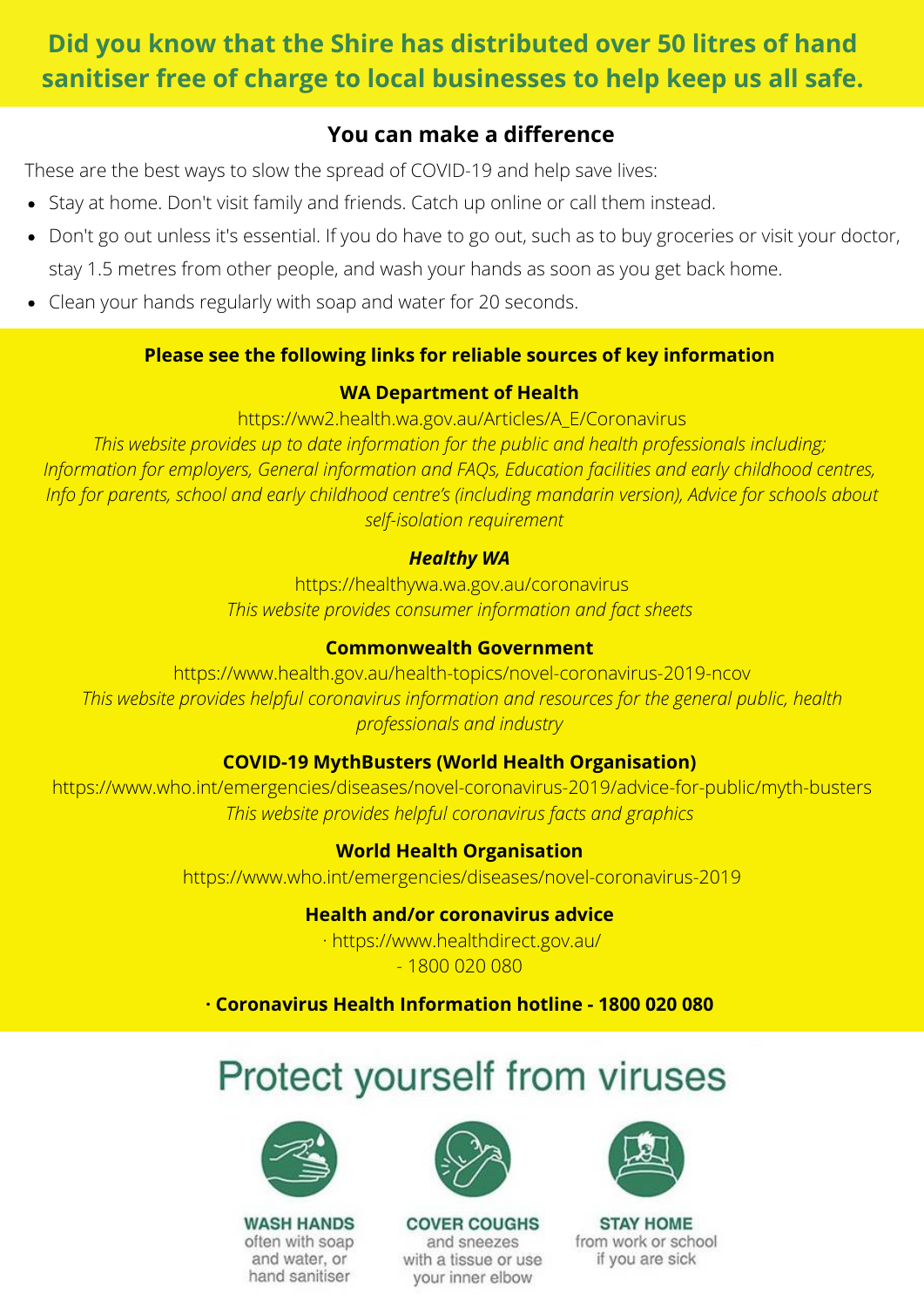**Did you know that the Shire has distributed over 50 litres of hand sanitiser free of charge to local businesses to help keep us all safe.**

## You can make a difference

These are the best ways to slow the spread of COVID-19 and help save lives:

- Stay at home. Don't visit family and friends. Catch up online or call them instead.
- Don't go out unless it's essential. If you do have to go out, such as to buy groceries or visit your doctor, stay 1.5 metres from other people, and wash your hands as soon as you get back home.
- Clean your hands regularly with soap and water for 20 seconds.

**Please see the following links for reliable sources of key information**

**WA Department of Health**

https://ww2.health.wa.gov.au/Articles/A_E/Coronavirus

*This website provides up to date information for the public and health professionals including; Information for employers, General information and FAQs, Education facilities and early childhood centres, Info for parents, school and early childhood centre's (including mandarin version), Advice for schools about self-isolation requirement*

***Healthy WA***

https://healthywa.wa.gov.au/coronavirus

*This website provides consumer information and fact sheets*

**Commonwealth Government**

https://www.health.gov.au/health-topics/novel-coronavirus-2019-ncov

*This website provides helpful coronavirus information and resources for the general public, health professionals and industry*

**COVID-19 MythBusters (World Health Organisation)**

https://www.who.int/emergencies/diseases/novel-coronavirus-2019/advice-for-public/myth-busters

*This website provides helpful coronavirus facts and graphics*

**World Health Organisation**

https://www.who.int/emergencies/diseases/novel-coronavirus-2019

**Health and/or coronavirus advice**

· https://www.healthdirect.gov.au/

- 1800 020 080

**· Coronavirus Health Information hotline - 1800 020 080**

# Protect yourself from viruses

**WASH HANDS** often with soap and water, or hand sanitiser

**COVER COUGHS** and sneezes with a tissue or use your inner elbow

**STAY HOME** from work or school if you are sick